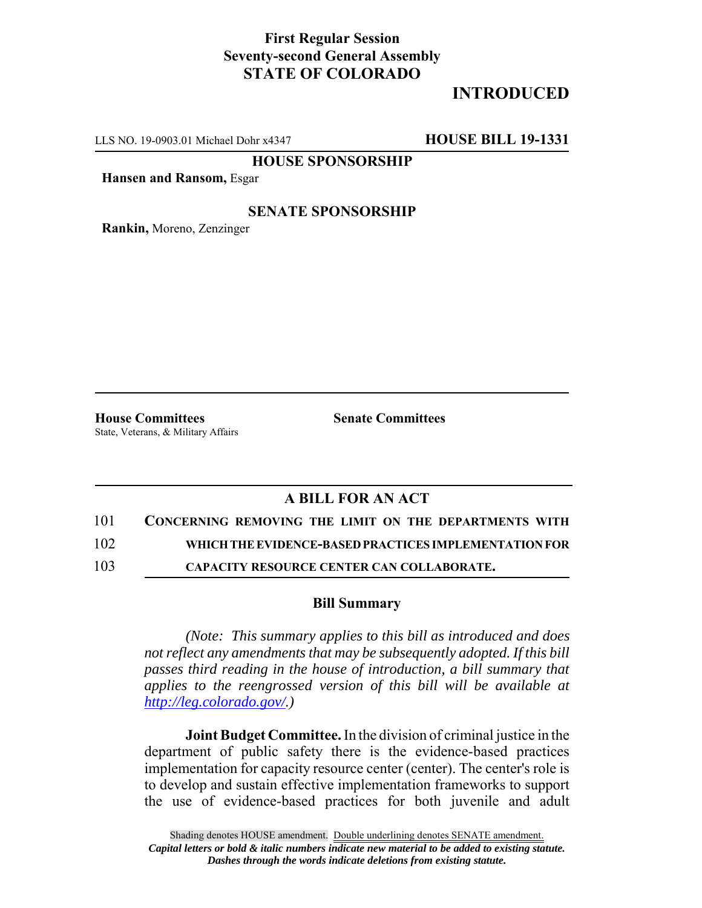**First Regular Session**
**Seventy-second General Assembly**
**STATE OF COLORADO**

# INTRODUCED

LLS NO. 19-0903.01 Michael Dohr x4347 **HOUSE BILL 19-1331**

**HOUSE SPONSORSHIP**

**Hansen and Ransom,** Esgar

**SENATE SPONSORSHIP**

**Rankin,** Moreno, Zenzinger

---

**House Committees**
State, Veterans, & Military Affairs

**Senate Committees**

---

## A BILL FOR AN ACT

101 **CONCERNING REMOVING THE LIMIT ON THE DEPARTMENTS WITH**
102 **WHICH THE EVIDENCE-BASED PRACTICES IMPLEMENTATION FOR**
103 **CAPACITY RESOURCE CENTER CAN COLLABORATE.**

### Bill Summary

*(Note: This summary applies to this bill as introduced and does not reflect any amendments that may be subsequently adopted. If this bill passes third reading in the house of introduction, a bill summary that applies to the reengrossed version of this bill will be available at http://leg.colorado.gov/.)*

**Joint Budget Committee.** In the division of criminal justice in the department of public safety there is the evidence-based practices implementation for capacity resource center (center). The center's role is to develop and sustain effective implementation frameworks to support the use of evidence-based practices for both juvenile and adult

Shading denotes HOUSE amendment. Double underlining denotes SENATE amendment.
*Capital letters or bold & italic numbers indicate new material to be added to existing statute.*
*Dashes through the words indicate deletions from existing statute.*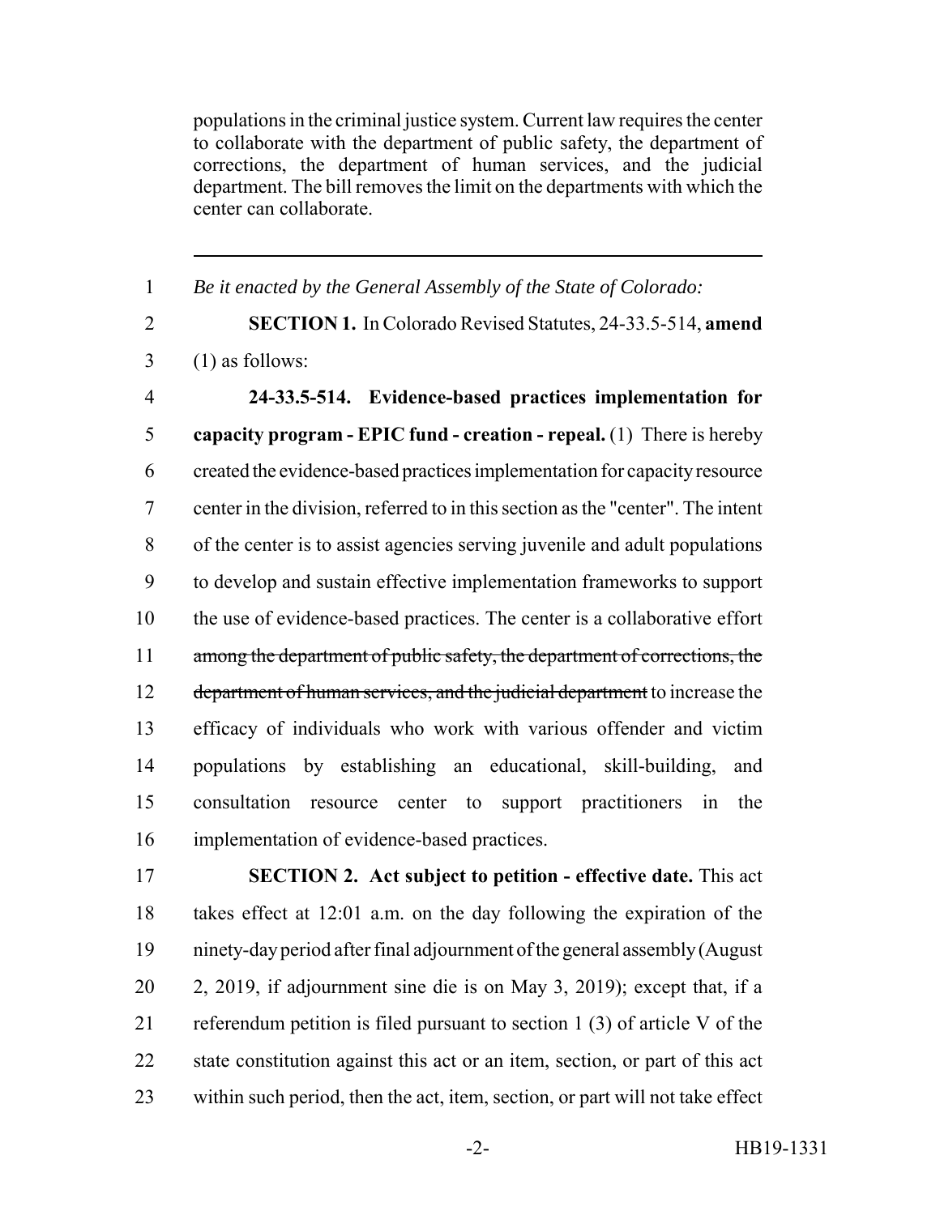populations in the criminal justice system. Current law requires the center to collaborate with the department of public safety, the department of corrections, the department of human services, and the judicial department. The bill removes the limit on the departments with which the center can collaborate.

---

1 *Be it enacted by the General Assembly of the State of Colorado:*

2 **SECTION 1.** In Colorado Revised Statutes, 24-33.5-514, **amend**
3 (1) as follows:

4 **24-33.5-514. Evidence-based practices implementation for**
5 **capacity program - EPIC fund - creation - repeal.** (1) There is hereby
6 created the evidence-based practices implementation for capacity resource
7 center in the division, referred to in this section as the "center". The intent
8 of the center is to assist agencies serving juvenile and adult populations
9 to develop and sustain effective implementation frameworks to support
10 the use of evidence-based practices. The center is a collaborative effort
11 ~~among the department of public safety, the department of corrections, the~~
12 ~~department of human services, and the judicial department~~ to increase the
13 efficacy of individuals who work with various offender and victim
14 populations by establishing an educational, skill-building, and
15 consultation resource center to support practitioners in the
16 implementation of evidence-based practices.

17 **SECTION 2. Act subject to petition - effective date.** This act
18 takes effect at 12:01 a.m. on the day following the expiration of the
19 ninety-day period after final adjournment of the general assembly (August
20 2, 2019, if adjournment sine die is on May 3, 2019); except that, if a
21 referendum petition is filed pursuant to section 1 (3) of article V of the
22 state constitution against this act or an item, section, or part of this act
23 within such period, then the act, item, section, or part will not take effect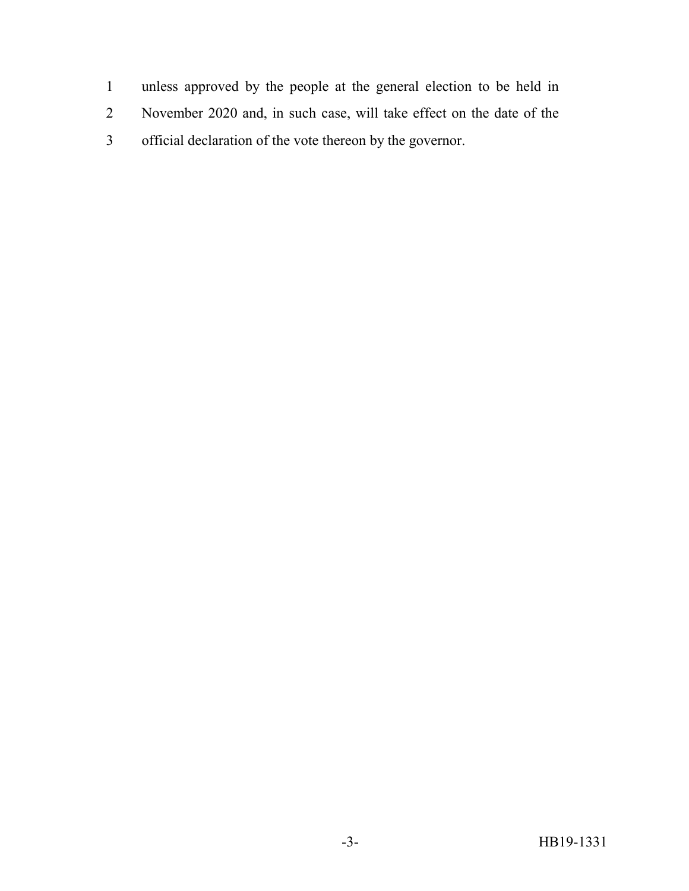unless approved by the people at the general election to be held in November 2020 and, in such case, will take effect on the date of the official declaration of the vote thereon by the governor.